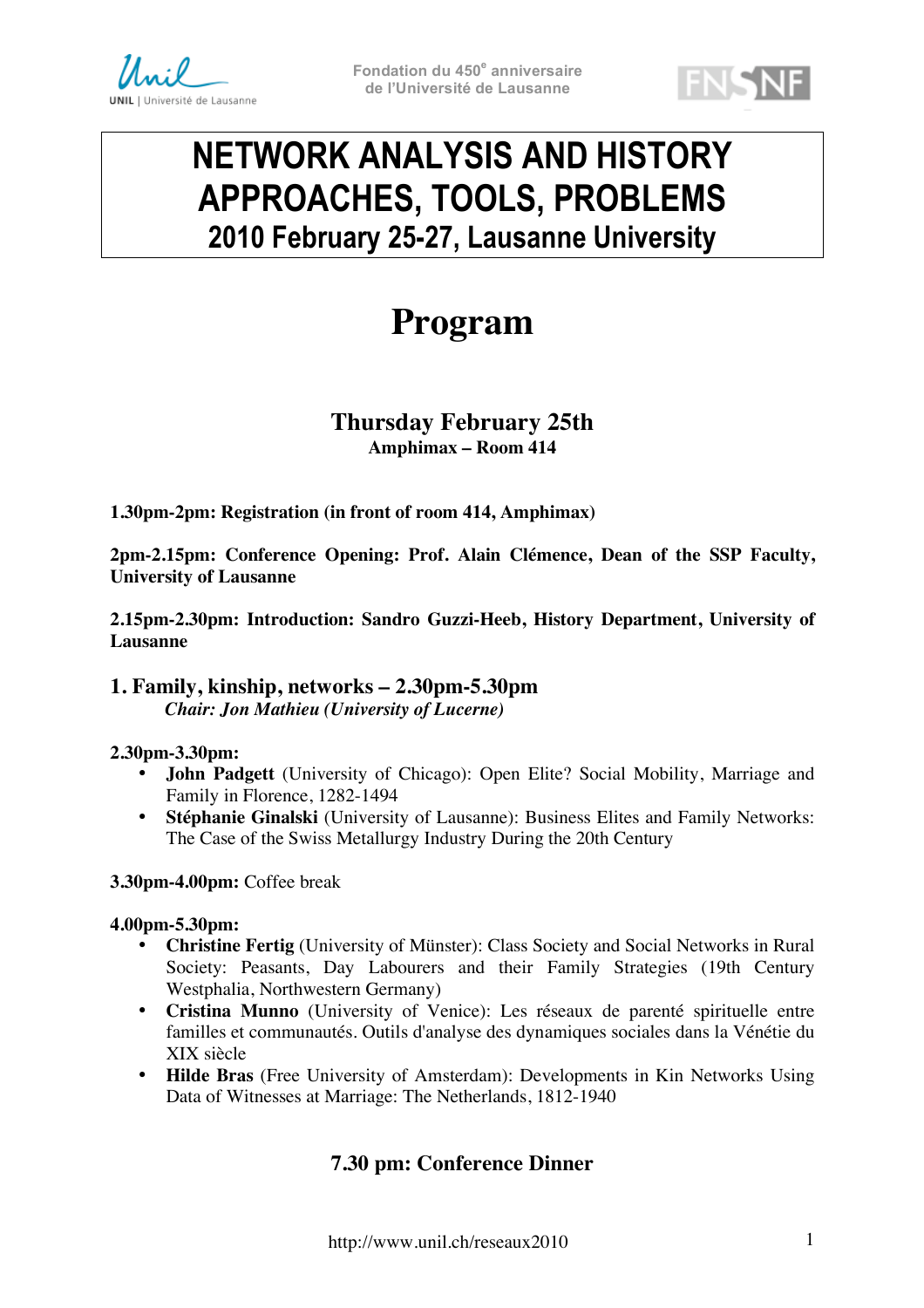Fondation du 450e anniversaire
de l'Université de Lausanne

# NETWORK ANALYSIS AND HISTORY APPROACHES, TOOLS, PROBLEMS

## 2010 February 25-27, Lausanne University

# Program

## Thursday February 25th

**Amphimax – Room 414**

**1.30pm-2pm: Registration (in front of room 414, Amphimax)**

**2pm-2.15pm: Conference Opening: Prof. Alain Clémence, Dean of the SSP Faculty, University of Lausanne**

**2.15pm-2.30pm: Introduction: Sandro Guzzi-Heeb, History Department, University of Lausanne**

### 1. Family, kinship, networks – 2.30pm-5.30pm

*Chair: Jon Mathieu (University of Lucerne)*

**2.30pm-3.30pm:**

- **John Padgett** (University of Chicago): Open Elite? Social Mobility, Marriage and Family in Florence, 1282-1494
- **Stéphanie Ginalski** (University of Lausanne): Business Elites and Family Networks: The Case of the Swiss Metallurgy Industry During the 20th Century

**3.30pm-4.00pm:** Coffee break

**4.00pm-5.30pm:**

- **Christine Fertig** (University of Münster): Class Society and Social Networks in Rural Society: Peasants, Day Labourers and their Family Strategies (19th Century Westphalia, Northwestern Germany)
- **Cristina Munno** (University of Venice): Les réseaux de parenté spirituelle entre familles et communautés. Outils d'analyse des dynamiques sociales dans la Vénétie du XIX siècle
- **Hilde Bras** (Free University of Amsterdam): Developments in Kin Networks Using Data of Witnesses at Marriage: The Netherlands, 1812-1940

### 7.30 pm: Conference Dinner

http://www.unil.ch/reseaux2010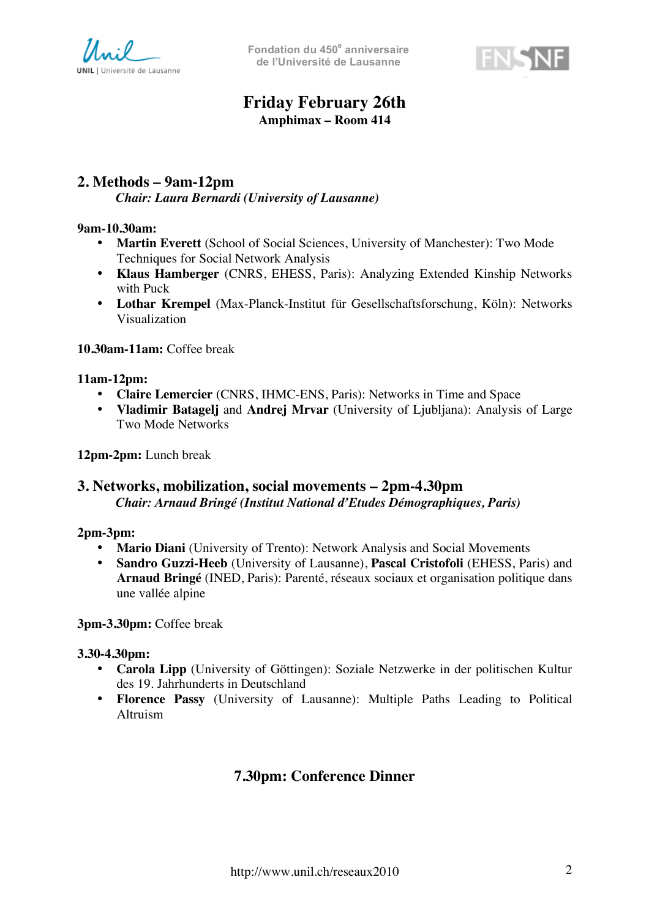# Friday February 26th

**Amphimax – Room 414**

## 2. Methods – 9am-12pm

*Chair: Laura Bernardi (University of Lausanne)*

**9am-10.30am:**

- **Martin Everett** (School of Social Sciences, University of Manchester): Two Mode Techniques for Social Network Analysis
- **Klaus Hamberger** (CNRS, EHESS, Paris): Analyzing Extended Kinship Networks with Puck
- **Lothar Krempel** (Max-Planck-Institut für Gesellschaftsforschung, Köln): Networks Visualization

**10.30am-11am:** Coffee break

**11am-12pm:**

- **Claire Lemercier** (CNRS, IHMC-ENS, Paris): Networks in Time and Space
- **Vladimir Batagelj** and **Andrej Mrvar** (University of Ljubljana): Analysis of Large Two Mode Networks

**12pm-2pm:** Lunch break

## 3. Networks, mobilization, social movements – 2pm-4.30pm

*Chair: Arnaud Bringé (Institut National d'Etudes Démographiques, Paris)*

**2pm-3pm:**

- **Mario Diani** (University of Trento): Network Analysis and Social Movements
- **Sandro Guzzi-Heeb** (University of Lausanne), **Pascal Cristofoli** (EHESS, Paris) and **Arnaud Bringé** (INED, Paris): Parenté, réseaux sociaux et organisation politique dans une vallée alpine

**3pm-3.30pm:** Coffee break

**3.30-4.30pm:**

- **Carola Lipp** (University of Göttingen): Soziale Netzwerke in der politischen Kultur des 19. Jahrhunderts in Deutschland
- **Florence Passy** (University of Lausanne): Multiple Paths Leading to Political Altruism

## 7.30pm: Conference Dinner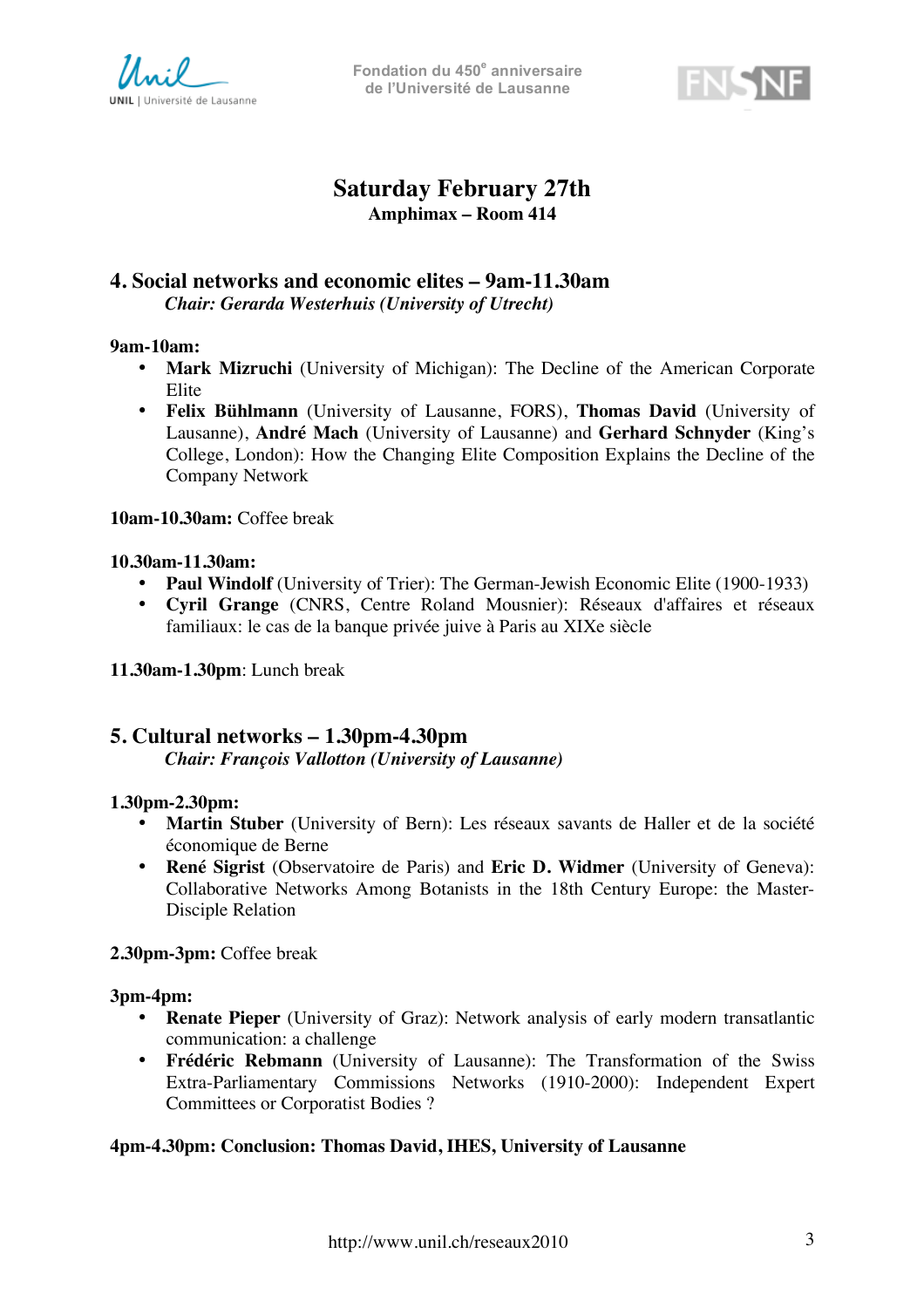# Saturday February 27th

**Amphimax – Room 414**

## 4. Social networks and economic elites – 9am-11.30am

*Chair: Gerarda Westerhuis (University of Utrecht)*

**9am-10am:**

- **Mark Mizruchi** (University of Michigan): The Decline of the American Corporate Elite
- **Felix Bühlmann** (University of Lausanne, FORS), **Thomas David** (University of Lausanne), **André Mach** (University of Lausanne) and **Gerhard Schnyder** (King's College, London): How the Changing Elite Composition Explains the Decline of the Company Network

**10am-10.30am:** Coffee break

**10.30am-11.30am:**

- **Paul Windolf** (University of Trier): The German-Jewish Economic Elite (1900-1933)
- **Cyril Grange** (CNRS, Centre Roland Mousnier): Réseaux d'affaires et réseaux familiaux: le cas de la banque privée juive à Paris au XIXe siècle

**11.30am-1.30pm**: Lunch break

## 5. Cultural networks – 1.30pm-4.30pm

*Chair: François Vallotton (University of Lausanne)*

**1.30pm-2.30pm:**

- **Martin Stuber** (University of Bern): Les réseaux savants de Haller et de la société économique de Berne
- **René Sigrist** (Observatoire de Paris) and **Eric D. Widmer** (University of Geneva): Collaborative Networks Among Botanists in the 18th Century Europe: the Master-Disciple Relation

**2.30pm-3pm:** Coffee break

**3pm-4pm:**

- **Renate Pieper** (University of Graz): Network analysis of early modern transatlantic communication: a challenge
- **Frédéric Rebmann** (University of Lausanne): The Transformation of the Swiss Extra-Parliamentary Commissions Networks (1910-2000): Independent Expert Committees or Corporatist Bodies ?

**4pm-4.30pm: Conclusion: Thomas David, IHES, University of Lausanne**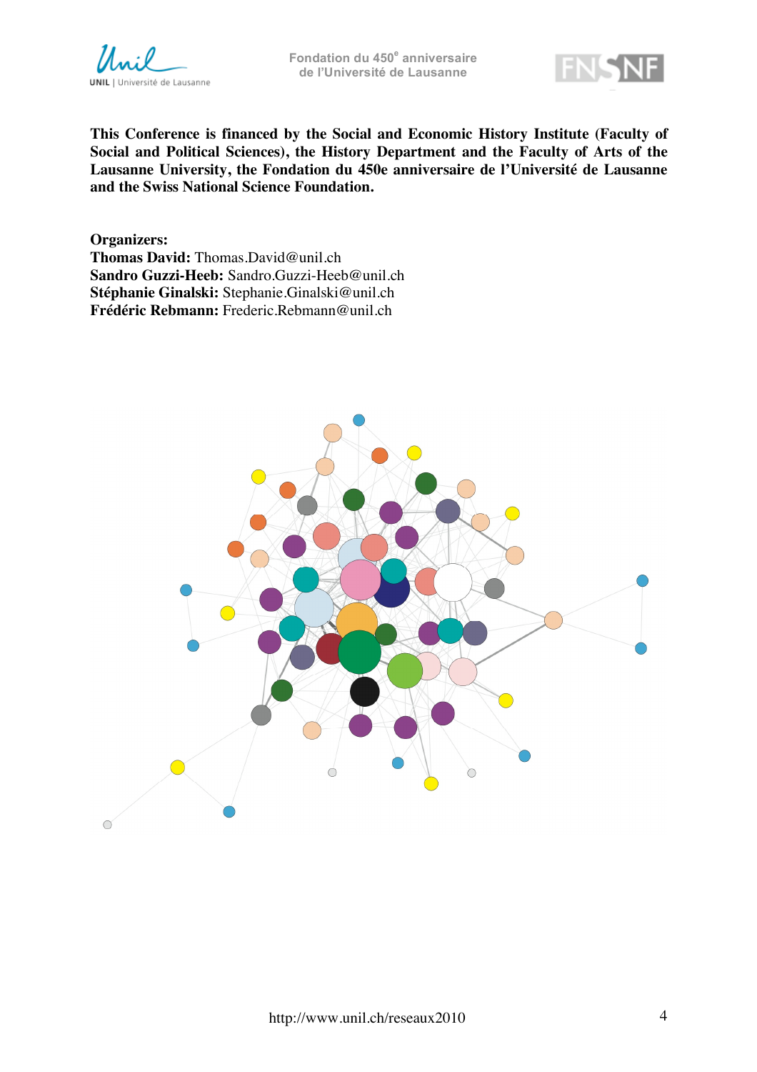**This Conference is financed by the Social and Economic History Institute (Faculty of Social and Political Sciences), the History Department and the Faculty of Arts of the Lausanne University, the Fondation du 450e anniversaire de l'Université de Lausanne and the Swiss National Science Foundation.**

**Organizers:**
**Thomas David:** Thomas.David@unil.ch
**Sandro Guzzi-Heeb:** Sandro.Guzzi-Heeb@unil.ch
**Stéphanie Ginalski:** Stephanie.Ginalski@unil.ch
**Frédéric Rebmann:** Frederic.Rebmann@unil.ch

http://www.unil.ch/reseaux2010